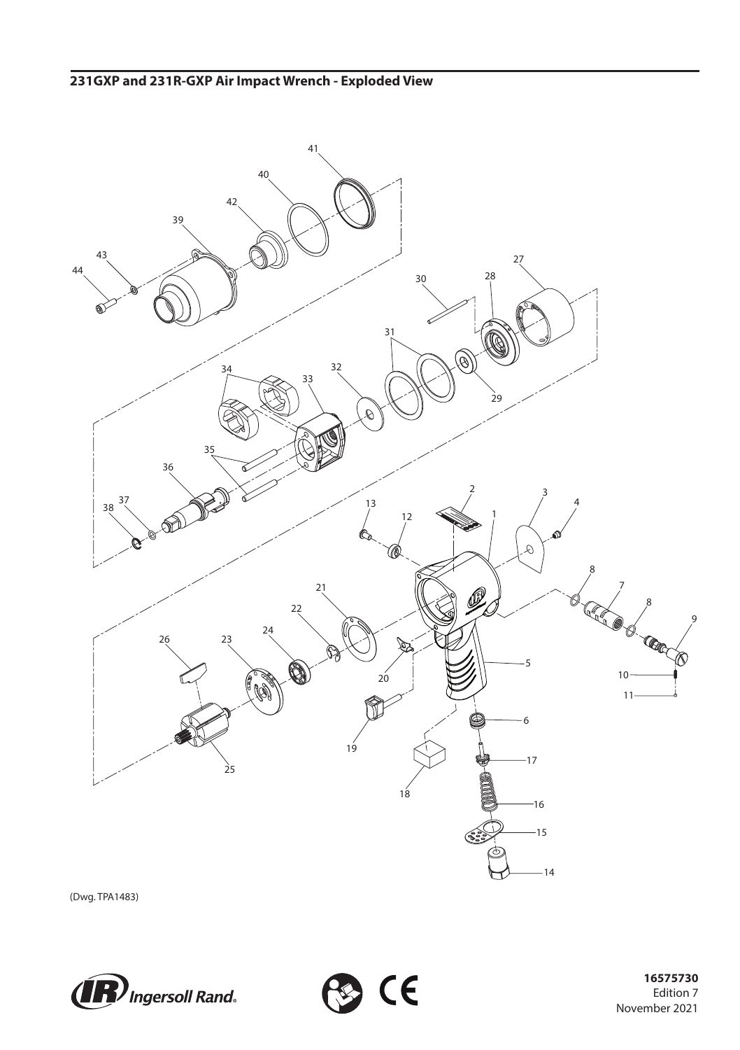## 231GXP and 231R-GXP Air Impact Wrench - Exploded View

(Dwg. TPA1483)

16575730
Edition 7
November 2021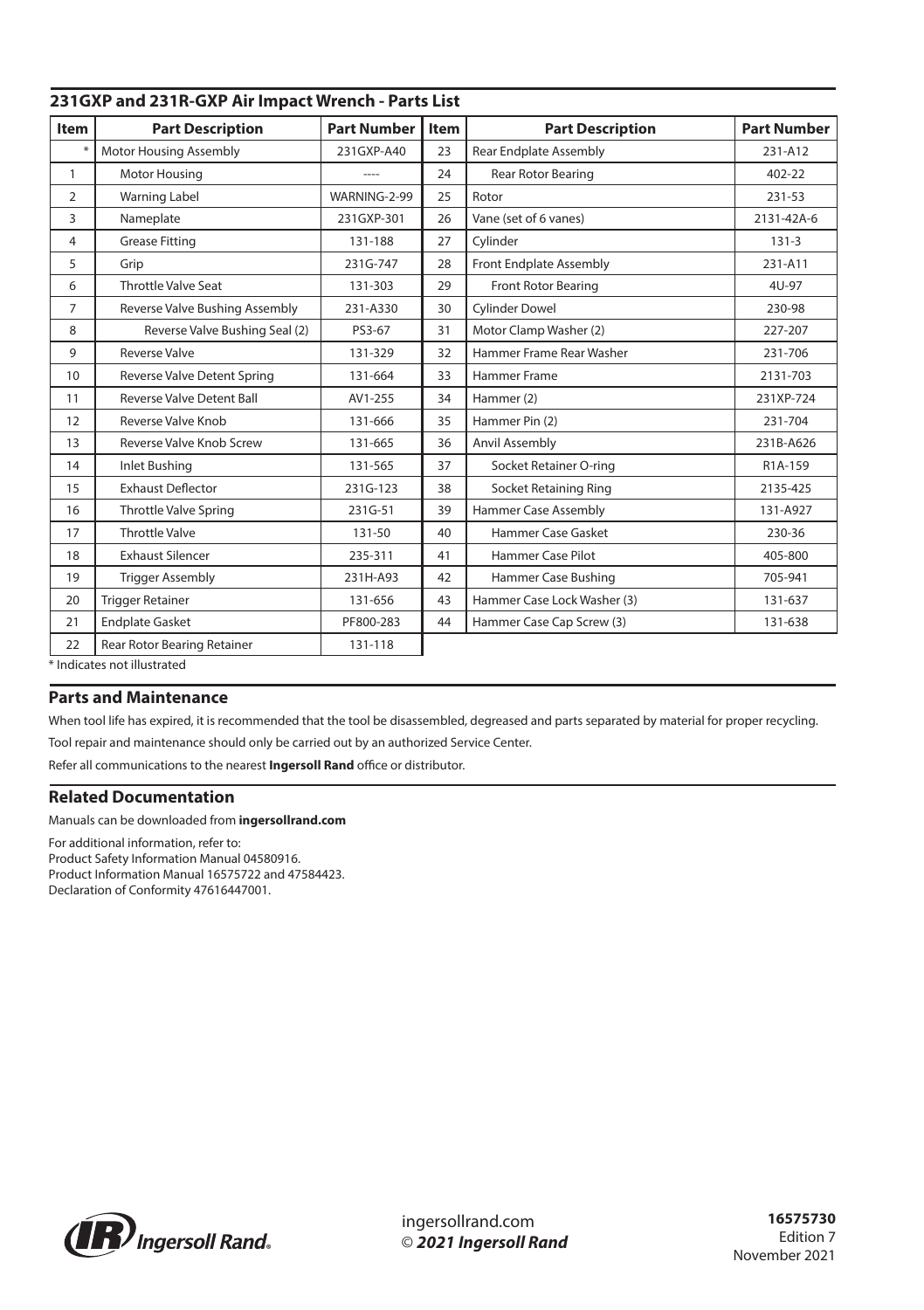## 231GXP and 231R-GXP Air Impact Wrench - Parts List

| Item | Part Description | Part Number | Item | Part Description | Part Number |
|---|---|---|---|---|---|
| * | Motor Housing Assembly | 231GXP-A40 | 23 | Rear Endplate Assembly | 231-A12 |
| 1 | Motor Housing | ---- | 24 | Rear Rotor Bearing | 402-22 |
| 2 | Warning Label | WARNING-2-99 | 25 | Rotor | 231-53 |
| 3 | Nameplate | 231GXP-301 | 26 | Vane (set of 6 vanes) | 2131-42A-6 |
| 4 | Grease Fitting | 131-188 | 27 | Cylinder | 131-3 |
| 5 | Grip | 231G-747 | 28 | Front Endplate Assembly | 231-A11 |
| 6 | Throttle Valve Seat | 131-303 | 29 | Front Rotor Bearing | 4U-97 |
| 7 | Reverse Valve Bushing Assembly | 231-A330 | 30 | Cylinder Dowel | 230-98 |
| 8 | Reverse Valve Bushing Seal (2) | PS3-67 | 31 | Motor Clamp Washer (2) | 227-207 |
| 9 | Reverse Valve | 131-329 | 32 | Hammer Frame Rear Washer | 231-706 |
| 10 | Reverse Valve Detent Spring | 131-664 | 33 | Hammer Frame | 2131-703 |
| 11 | Reverse Valve Detent Ball | AV1-255 | 34 | Hammer (2) | 231XP-724 |
| 12 | Reverse Valve Knob | 131-666 | 35 | Hammer Pin (2) | 231-704 |
| 13 | Reverse Valve Knob Screw | 131-665 | 36 | Anvil Assembly | 231B-A626 |
| 14 | Inlet Bushing | 131-565 | 37 | Socket Retainer O-ring | R1A-159 |
| 15 | Exhaust Deflector | 231G-123 | 38 | Socket Retaining Ring | 2135-425 |
| 16 | Throttle Valve Spring | 231G-51 | 39 | Hammer Case Assembly | 131-A927 |
| 17 | Throttle Valve | 131-50 | 40 | Hammer Case Gasket | 230-36 |
| 18 | Exhaust Silencer | 235-311 | 41 | Hammer Case Pilot | 405-800 |
| 19 | Trigger Assembly | 231H-A93 | 42 | Hammer Case Bushing | 705-941 |
| 20 | Trigger Retainer | 131-656 | 43 | Hammer Case Lock Washer (3) | 131-637 |
| 21 | Endplate Gasket | PF800-283 | 44 | Hammer Case Cap Screw (3) | 131-638 |
| 22 | Rear Rotor Bearing Retainer | 131-118 | | | |

* Indicates not illustrated

## Parts and Maintenance

When tool life has expired, it is recommended that the tool be disassembled, degreased and parts separated by material for proper recycling.

Tool repair and maintenance should only be carried out by an authorized Service Center.

Refer all communications to the nearest **Ingersoll Rand** office or distributor.

## Related Documentation

Manuals can be downloaded from **ingersollrand.com**

For additional information, refer to:
Product Safety Information Manual 04580916.
Product Information Manual 16575722 and 47584423.
Declaration of Conformity 47616447001.

ingersollrand.com
© ***2021 Ingersoll Rand***

**16575730**
Edition 7
November 2021